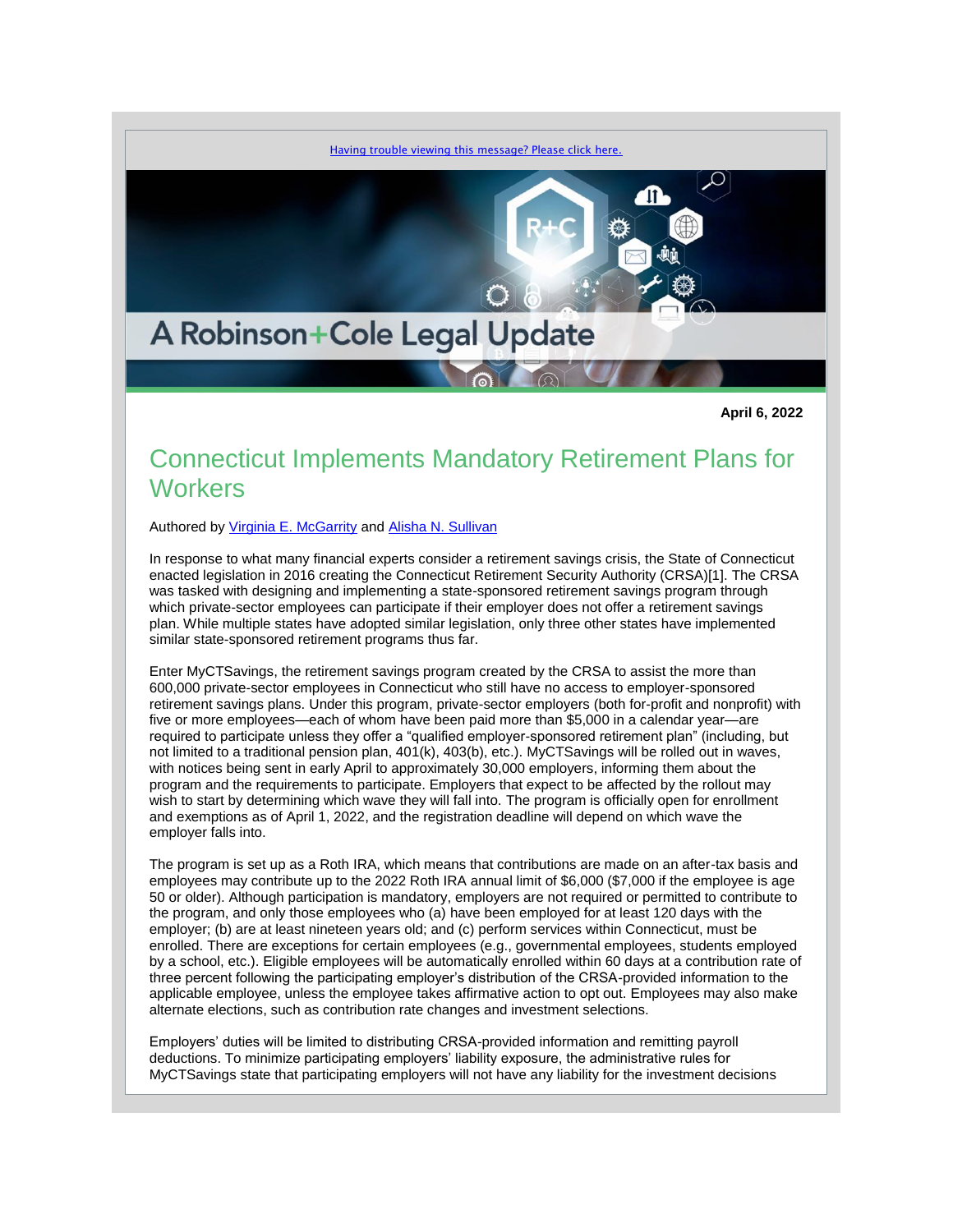Having trouble viewing this message? Please click here.

A Robinson+Cole Legal Update

**April 6, 2022**

# Connecticut Implements Mandatory Retirement Plans for Workers

Authored by Virginia E. McGarrity and Alisha N. Sullivan

In response to what many financial experts consider a retirement savings crisis, the State of Connecticut enacted legislation in 2016 creating the Connecticut Retirement Security Authority (CRSA)[1]. The CRSA was tasked with designing and implementing a state-sponsored retirement savings program through which private-sector employees can participate if their employer does not offer a retirement savings plan. While multiple states have adopted similar legislation, only three other states have implemented similar state-sponsored retirement programs thus far.

Enter MyCTSavings, the retirement savings program created by the CRSA to assist the more than 600,000 private-sector employees in Connecticut who still have no access to employer-sponsored retirement savings plans. Under this program, private-sector employers (both for-profit and nonprofit) with five or more employees—each of whom have been paid more than $5,000 in a calendar year—are required to participate unless they offer a "qualified employer-sponsored retirement plan" (including, but not limited to a traditional pension plan, 401(k), 403(b), etc.). MyCTSavings will be rolled out in waves, with notices being sent in early April to approximately 30,000 employers, informing them about the program and the requirements to participate. Employers that expect to be affected by the rollout may wish to start by determining which wave they will fall into. The program is officially open for enrollment and exemptions as of April 1, 2022, and the registration deadline will depend on which wave the employer falls into.

The program is set up as a Roth IRA, which means that contributions are made on an after-tax basis and employees may contribute up to the 2022 Roth IRA annual limit of $6,000 ($7,000 if the employee is age 50 or older). Although participation is mandatory, employers are not required or permitted to contribute to the program, and only those employees who (a) have been employed for at least 120 days with the employer; (b) are at least nineteen years old; and (c) perform services within Connecticut, must be enrolled. There are exceptions for certain employees (e.g., governmental employees, students employed by a school, etc.). Eligible employees will be automatically enrolled within 60 days at a contribution rate of three percent following the participating employer's distribution of the CRSA-provided information to the applicable employee, unless the employee takes affirmative action to opt out. Employees may also make alternate elections, such as contribution rate changes and investment selections.

Employers' duties will be limited to distributing CRSA-provided information and remitting payroll deductions. To minimize participating employers' liability exposure, the administrative rules for MyCTSavings state that participating employers will not have any liability for the investment decisions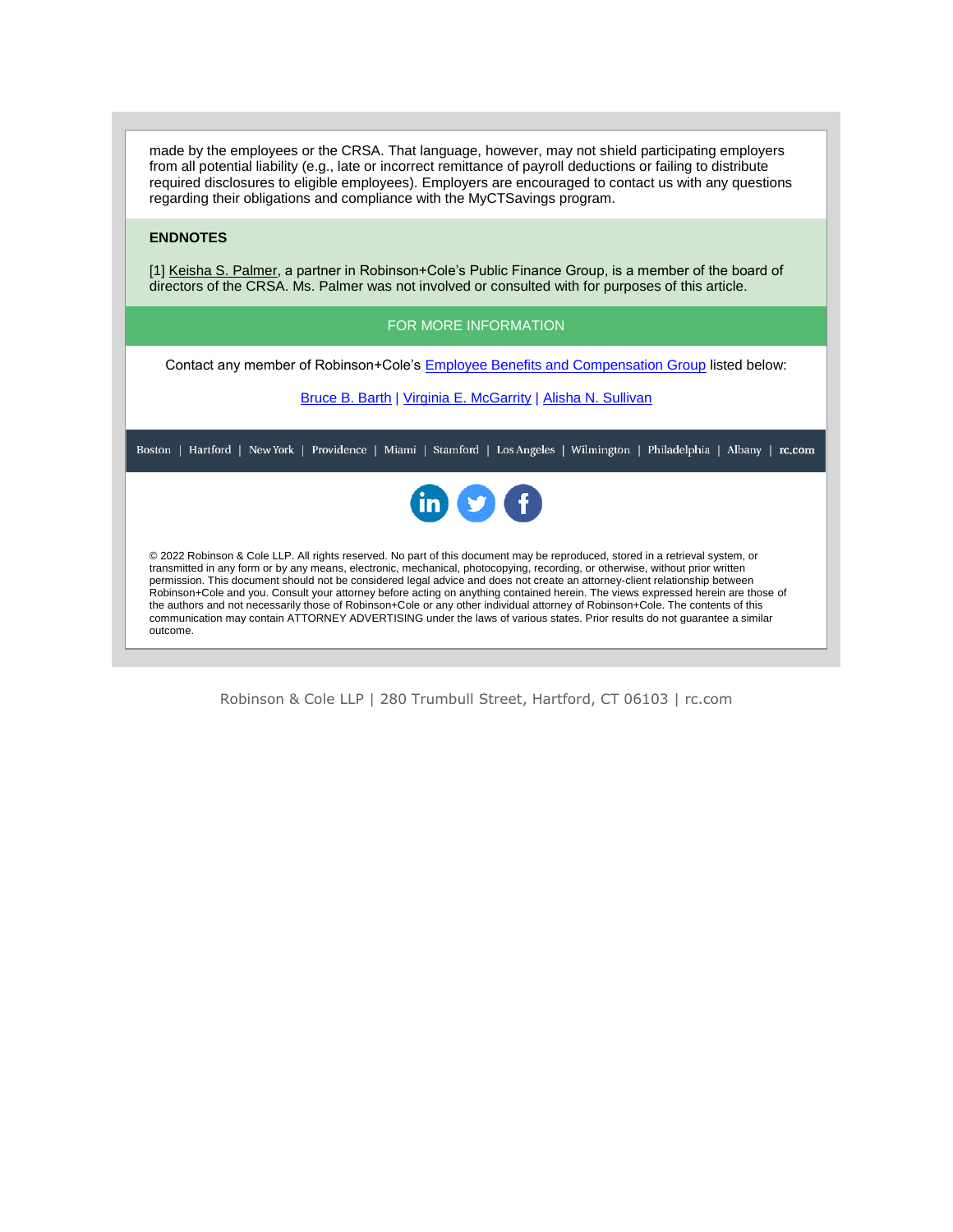made by the employees or the CRSA. That language, however, may not shield participating employers from all potential liability (e.g., late or incorrect remittance of payroll deductions or failing to distribute required disclosures to eligible employees). Employers are encouraged to contact us with any questions regarding their obligations and compliance with the MyCTSavings program.

**ENDNOTES**

[1] Keisha S. Palmer, a partner in Robinson+Cole's Public Finance Group, is a member of the board of directors of the CRSA. Ms. Palmer was not involved or consulted with for purposes of this article.

FOR MORE INFORMATION

Contact any member of Robinson+Cole's Employee Benefits and Compensation Group listed below:

Bruce B. Barth | Virginia E. McGarrity | Alisha N. Sullivan

Boston | Hartford | New York | Providence | Miami | Stamford | Los Angeles | Wilmington | Philadelphia | Albany | rc.com

© 2022 Robinson & Cole LLP. All rights reserved. No part of this document may be reproduced, stored in a retrieval system, or transmitted in any form or by any means, electronic, mechanical, photocopying, recording, or otherwise, without prior written permission. This document should not be considered legal advice and does not create an attorney-client relationship between Robinson+Cole and you. Consult your attorney before acting on anything contained herein. The views expressed herein are those of the authors and not necessarily those of Robinson+Cole or any other individual attorney of Robinson+Cole. The contents of this communication may contain ATTORNEY ADVERTISING under the laws of various states. Prior results do not guarantee a similar outcome.

Robinson & Cole LLP | 280 Trumbull Street, Hartford, CT 06103 | rc.com